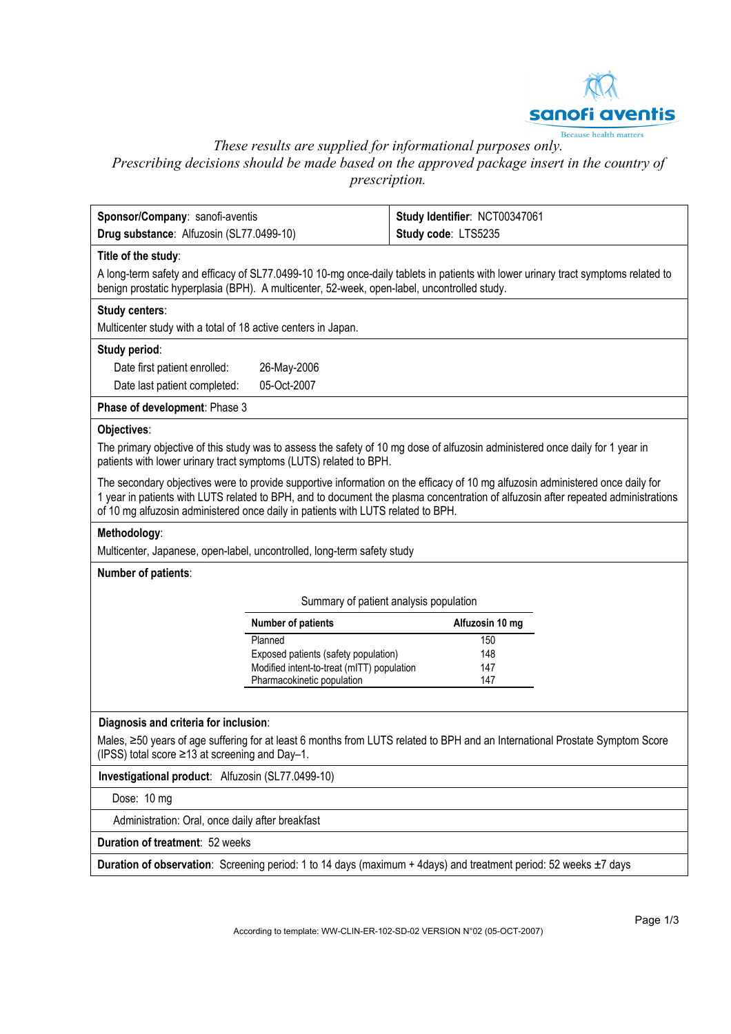*These results are supplied for informational purposes only.*
*Prescribing decisions should be made based on the approved package insert in the country of prescription.*

| **Sponsor/Company**: sanofi-aventis | **Study Identifier**: NCT00347061 |
|---|---|
| **Drug substance**: Alfuzosin (SL77.0499-10) | **Study code**: LTS5235 |

**Title of the study**:

A long-term safety and efficacy of SL77.0499-10 10-mg once-daily tablets in patients with lower urinary tract symptoms related to benign prostatic hyperplasia (BPH). A multicenter, 52-week, open-label, uncontrolled study.

**Study centers**:

Multicenter study with a total of 18 active centers in Japan.

**Study period**:

Date first patient enrolled: 26-May-2006

Date last patient completed: 05-Oct-2007

**Phase of development**: Phase 3

**Objectives**:

The primary objective of this study was to assess the safety of 10 mg dose of alfuzosin administered once daily for 1 year in patients with lower urinary tract symptoms (LUTS) related to BPH.

The secondary objectives were to provide supportive information on the efficacy of 10 mg alfuzosin administered once daily for 1 year in patients with LUTS related to BPH, and to document the plasma concentration of alfuzosin after repeated administrations of 10 mg alfuzosin administered once daily in patients with LUTS related to BPH.

**Methodology**:

Multicenter, Japanese, open-label, uncontrolled, long-term safety study

**Number of patients**:

Summary of patient analysis population

| Number of patients | Alfuzosin 10 mg |
|---|---|
| Planned | 150 |
| Exposed patients (safety population) | 148 |
| Modified intent-to-treat (mITT) population | 147 |
| Pharmacokinetic population | 147 |

**Diagnosis and criteria for inclusion**:

Males, ≥50 years of age suffering for at least 6 months from LUTS related to BPH and an International Prostate Symptom Score (IPSS) total score ≥13 at screening and Day–1.

**Investigational product**: Alfuzosin (SL77.0499-10)

Dose: 10 mg

Administration: Oral, once daily after breakfast

**Duration of treatment**: 52 weeks

**Duration of observation**: Screening period: 1 to 14 days (maximum + 4days) and treatment period: 52 weeks ±7 days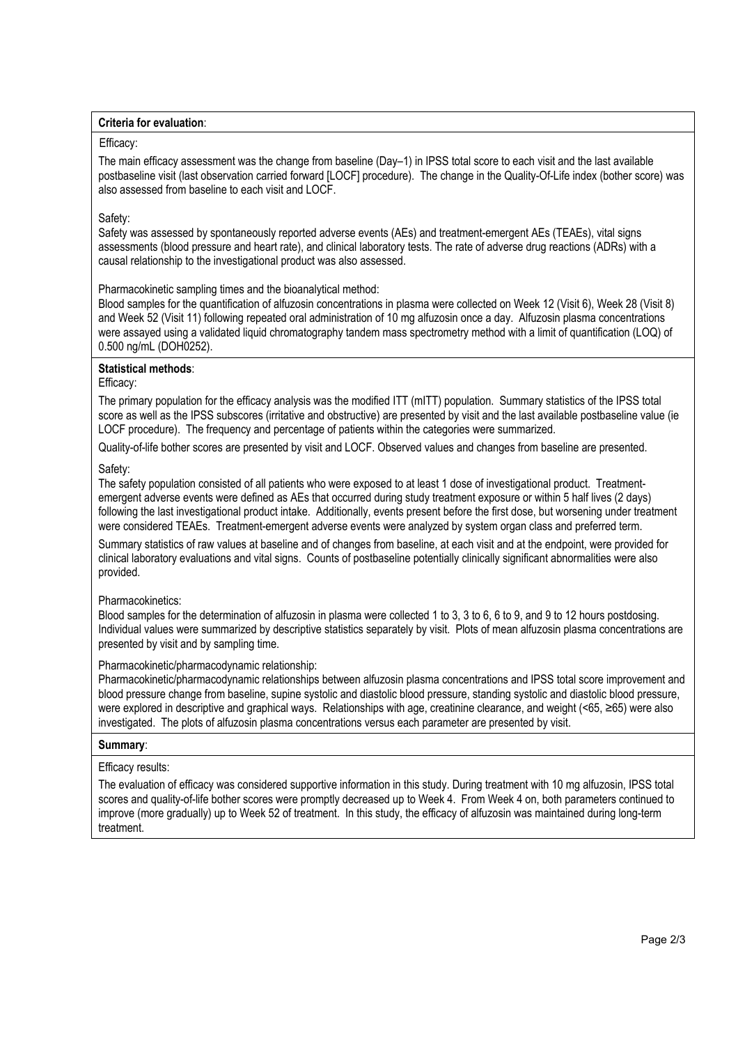**Criteria for evaluation**:

Efficacy:

The main efficacy assessment was the change from baseline (Day–1) in IPSS total score to each visit and the last available postbaseline visit (last observation carried forward [LOCF] procedure). The change in the Quality-Of-Life index (bother score) was also assessed from baseline to each visit and LOCF.

Safety:

Safety was assessed by spontaneously reported adverse events (AEs) and treatment-emergent AEs (TEAEs), vital signs assessments (blood pressure and heart rate), and clinical laboratory tests. The rate of adverse drug reactions (ADRs) with a causal relationship to the investigational product was also assessed.

Pharmacokinetic sampling times and the bioanalytical method:

Blood samples for the quantification of alfuzosin concentrations in plasma were collected on Week 12 (Visit 6), Week 28 (Visit 8) and Week 52 (Visit 11) following repeated oral administration of 10 mg alfuzosin once a day. Alfuzosin plasma concentrations were assayed using a validated liquid chromatography tandem mass spectrometry method with a limit of quantification (LOQ) of 0.500 ng/mL (DOH0252).

**Statistical methods**:

Efficacy:

The primary population for the efficacy analysis was the modified ITT (mITT) population. Summary statistics of the IPSS total score as well as the IPSS subscores (irritative and obstructive) are presented by visit and the last available postbaseline value (ie LOCF procedure). The frequency and percentage of patients within the categories were summarized.

Quality-of-life bother scores are presented by visit and LOCF. Observed values and changes from baseline are presented.

Safety:

The safety population consisted of all patients who were exposed to at least 1 dose of investigational product. Treatment-emergent adverse events were defined as AEs that occurred during study treatment exposure or within 5 half lives (2 days) following the last investigational product intake. Additionally, events present before the first dose, but worsening under treatment were considered TEAEs. Treatment-emergent adverse events were analyzed by system organ class and preferred term.

Summary statistics of raw values at baseline and of changes from baseline, at each visit and at the endpoint, were provided for clinical laboratory evaluations and vital signs. Counts of postbaseline potentially clinically significant abnormalities were also provided.

Pharmacokinetics:

Blood samples for the determination of alfuzosin in plasma were collected 1 to 3, 3 to 6, 6 to 9, and 9 to 12 hours postdosing. Individual values were summarized by descriptive statistics separately by visit. Plots of mean alfuzosin plasma concentrations are presented by visit and by sampling time.

Pharmacokinetic/pharmacodynamic relationship:

Pharmacokinetic/pharmacodynamic relationships between alfuzosin plasma concentrations and IPSS total score improvement and blood pressure change from baseline, supine systolic and diastolic blood pressure, standing systolic and diastolic blood pressure, were explored in descriptive and graphical ways. Relationships with age, creatinine clearance, and weight (<65, ≥65) were also investigated. The plots of alfuzosin plasma concentrations versus each parameter are presented by visit.

**Summary**:

Efficacy results:

The evaluation of efficacy was considered supportive information in this study. During treatment with 10 mg alfuzosin, IPSS total scores and quality-of-life bother scores were promptly decreased up to Week 4. From Week 4 on, both parameters continued to improve (more gradually) up to Week 52 of treatment. In this study, the efficacy of alfuzosin was maintained during long-term treatment.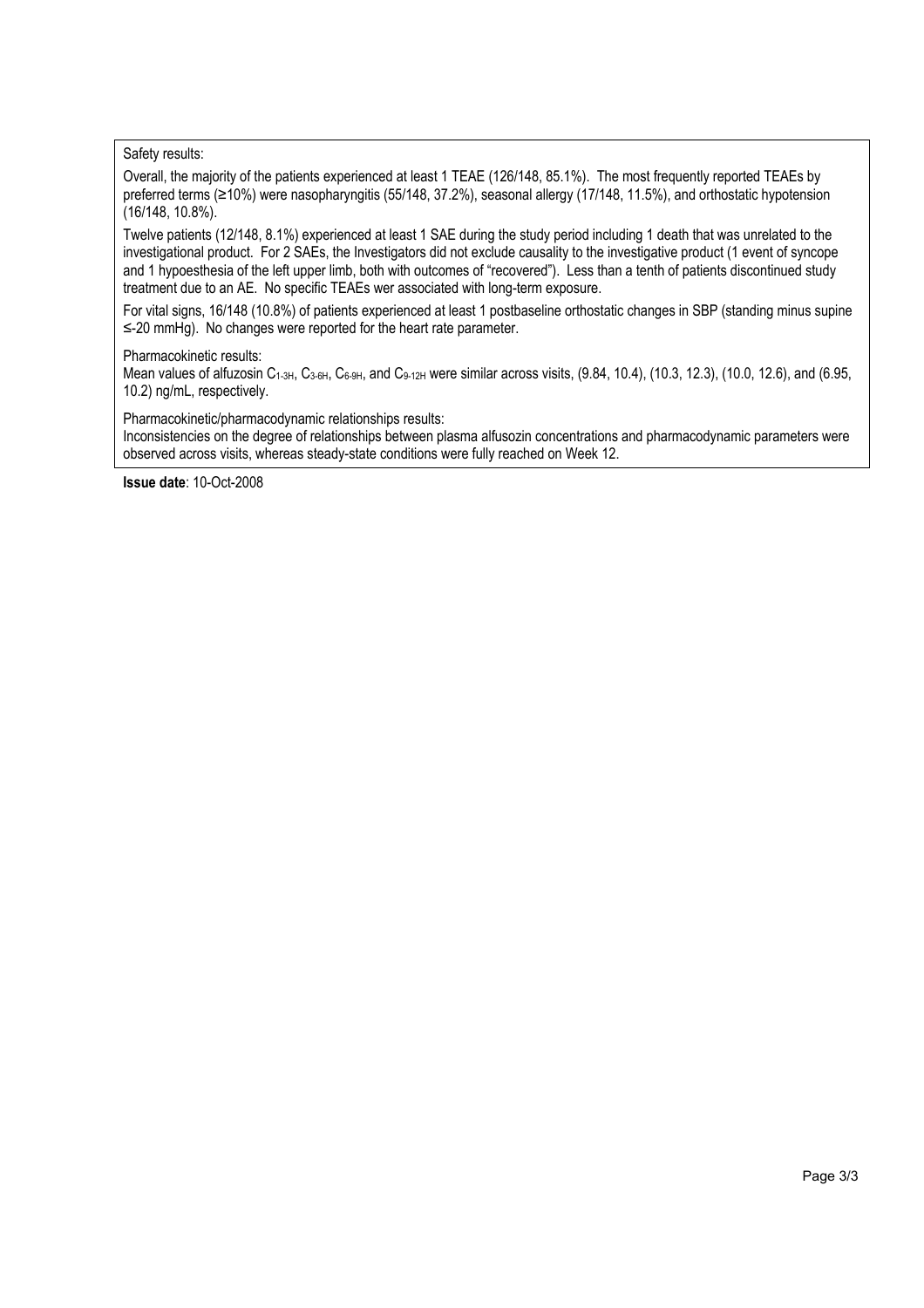Safety results:

Overall, the majority of the patients experienced at least 1 TEAE (126/148, 85.1%). The most frequently reported TEAEs by preferred terms (≥10%) were nasopharyngitis (55/148, 37.2%), seasonal allergy (17/148, 11.5%), and orthostatic hypotension (16/148, 10.8%).

Twelve patients (12/148, 8.1%) experienced at least 1 SAE during the study period including 1 death that was unrelated to the investigational product. For 2 SAEs, the Investigators did not exclude causality to the investigative product (1 event of syncope and 1 hypoesthesia of the left upper limb, both with outcomes of "recovered"). Less than a tenth of patients discontinued study treatment due to an AE. No specific TEAEs wer associated with long-term exposure.

For vital signs, 16/148 (10.8%) of patients experienced at least 1 postbaseline orthostatic changes in SBP (standing minus supine ≤-20 mmHg). No changes were reported for the heart rate parameter.

Pharmacokinetic results:
Mean values of alfuzosin $C_{1\text{-}3H}$, $C_{3\text{-}6H}$, $C_{6\text{-}9H}$, and $C_{9\text{-}12H}$ were similar across visits, (9.84, 10.4), (10.3, 12.3), (10.0, 12.6), and (6.95, 10.2) ng/mL, respectively.

Pharmacokinetic/pharmacodynamic relationships results:
Inconsistencies on the degree of relationships between plasma alfusozin concentrations and pharmacodynamic parameters were observed across visits, whereas steady-state conditions were fully reached on Week 12.

**Issue date**: 10-Oct-2008